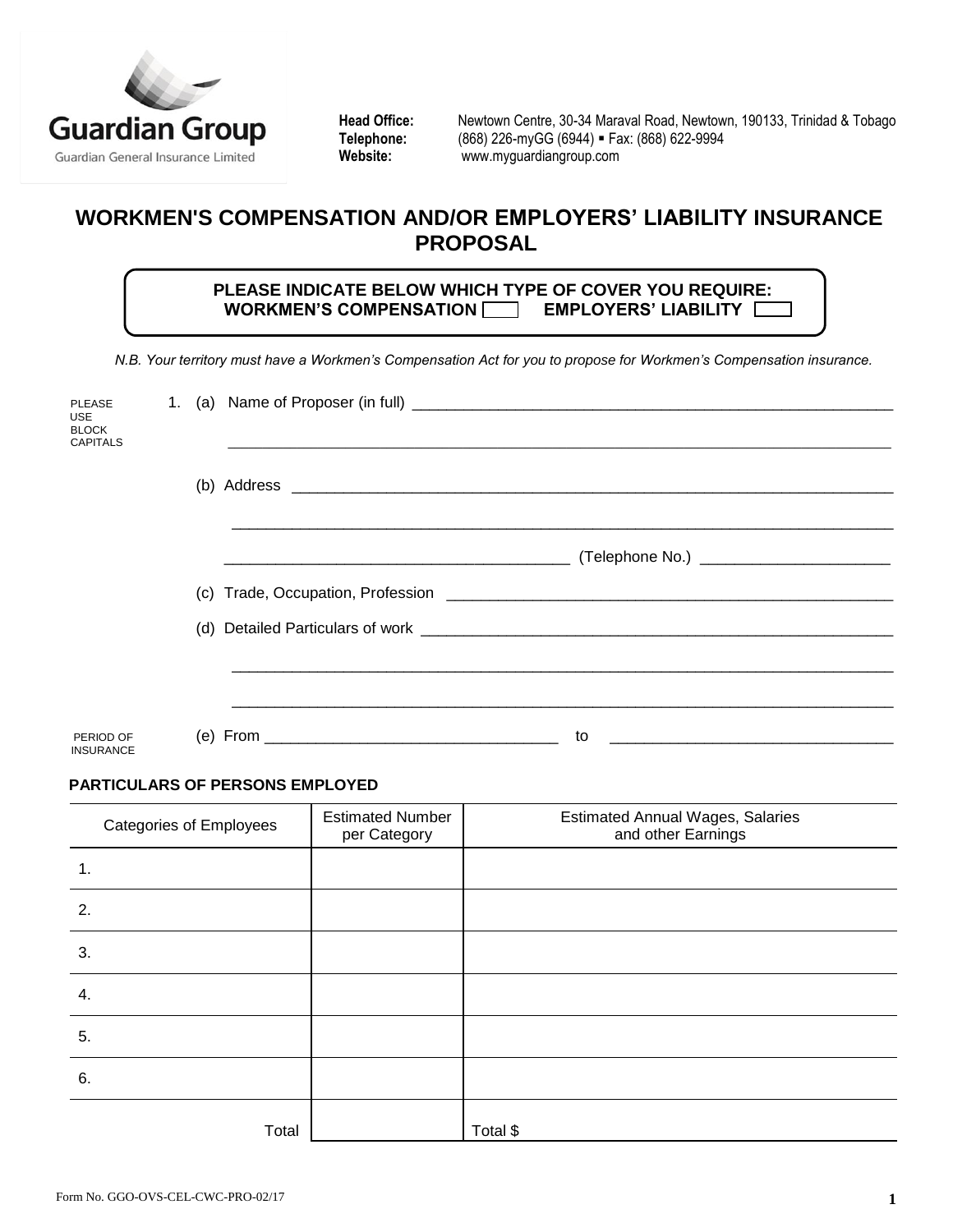**Guardian Group**
Guardian General Insurance Limited

**Head Office:** Newtown Centre, 30-34 Maraval Road, Newtown, 190133, Trinidad & Tobago
**Telephone:** (868) 226-myGG (6944) ▪ Fax: (868) 622-9994
**Website:** www.myguardiangroup.com

# WORKMEN'S COMPENSATION AND/OR EMPLOYERS' LIABILITY INSURANCE PROPOSAL

**PLEASE INDICATE BELOW WHICH TYPE OF COVER YOU REQUIRE:**
**WORKMEN'S COMPENSATION** ☐ **EMPLOYERS' LIABILITY** ☐

*N.B. Your territory must have a Workmen's Compensation Act for you to propose for Workmen's Compensation insurance.*

PLEASE USE BLOCK CAPITALS

1. (a) Name of Proposer (in full) ________________________________________________

________________________________________________

(b) Address ________________________________________________

________________________________________________

________________________________ (Telephone No.) ____________________

(c) Trade, Occupation, Profession ________________________________________________

(d) Detailed Particulars of work ________________________________________________

________________________________________________

________________________________________________

PERIOD OF INSURANCE

(e) From ____________________________ to ____________________________

**PARTICULARS OF PERSONS EMPLOYED**

| Categories of Employees | Estimated Number per Category | Estimated Annual Wages, Salaries and other Earnings |
|---|---|---|
| 1. | | |
| 2. | | |
| 3. | | |
| 4. | | |
| 5. | | |
| 6. | | |
| Total | | Total $ |

Form No. GGO-OVS-CEL-CWC-PRO-02/17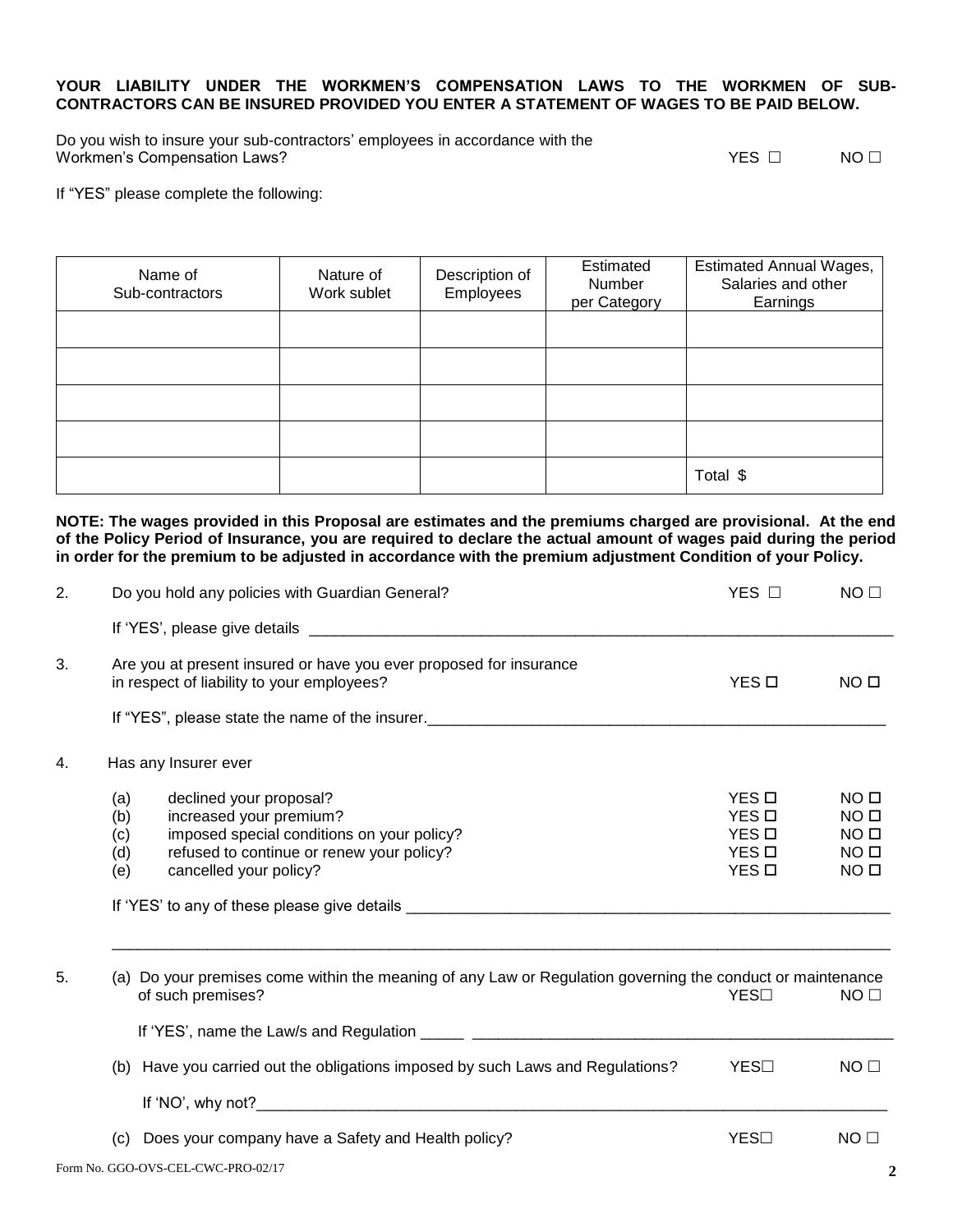**YOUR LIABILITY UNDER THE WORKMEN'S COMPENSATION LAWS TO THE WORKMEN OF SUB-CONTRACTORS CAN BE INSURED PROVIDED YOU ENTER A STATEMENT OF WAGES TO BE PAID BELOW.**

Do you wish to insure your sub-contractors' employees in accordance with the Workmen's Compensation Laws? YES ☐ NO ☐

If "YES" please complete the following:

| Name of Sub-contractors | Nature of Work sublet | Description of Employees | Estimated Number per Category | Estimated Annual Wages, Salaries and other Earnings |
|---|---|---|---|---|
| | | | | |
| | | | | |
| | | | | |
| | | | | |
| | | | | Total $ |

**NOTE: The wages provided in this Proposal are estimates and the premiums charged are provisional. At the end of the Policy Period of Insurance, you are required to declare the actual amount of wages paid during the period in order for the premium to be adjusted in accordance with the premium adjustment Condition of your Policy.**

2. Do you hold any policies with Guardian General? YES ☐ NO ☐

   If 'YES', please give details ______________________________

3. Are you at present insured or have you ever proposed for insurance in respect of liability to your employees? YES ☐ NO ☐

   If "YES", please state the name of the insurer.______________________________

4. Has any Insurer ever

   (a) declined your proposal? YES ☐ NO ☐
   (b) increased your premium? YES ☐ NO ☐
   (c) imposed special conditions on your policy? YES ☐ NO ☐
   (d) refused to continue or renew your policy? YES ☐ NO ☐
   (e) cancelled your policy? YES ☐ NO ☐

   If 'YES' to any of these please give details ______________________________

   ______________________________

5. (a) Do your premises come within the meaning of any Law or Regulation governing the conduct or maintenance of such premises? YES☐ NO ☐

   If 'YES', name the Law/s and Regulation _____ ______________________________

   (b) Have you carried out the obligations imposed by such Laws and Regulations? YES☐ NO ☐

   If 'NO', why not?______________________________

   (c) Does your company have a Safety and Health policy? YES☐ NO ☐

Form No. GGO-OVS-CEL-CWC-PRO-02/17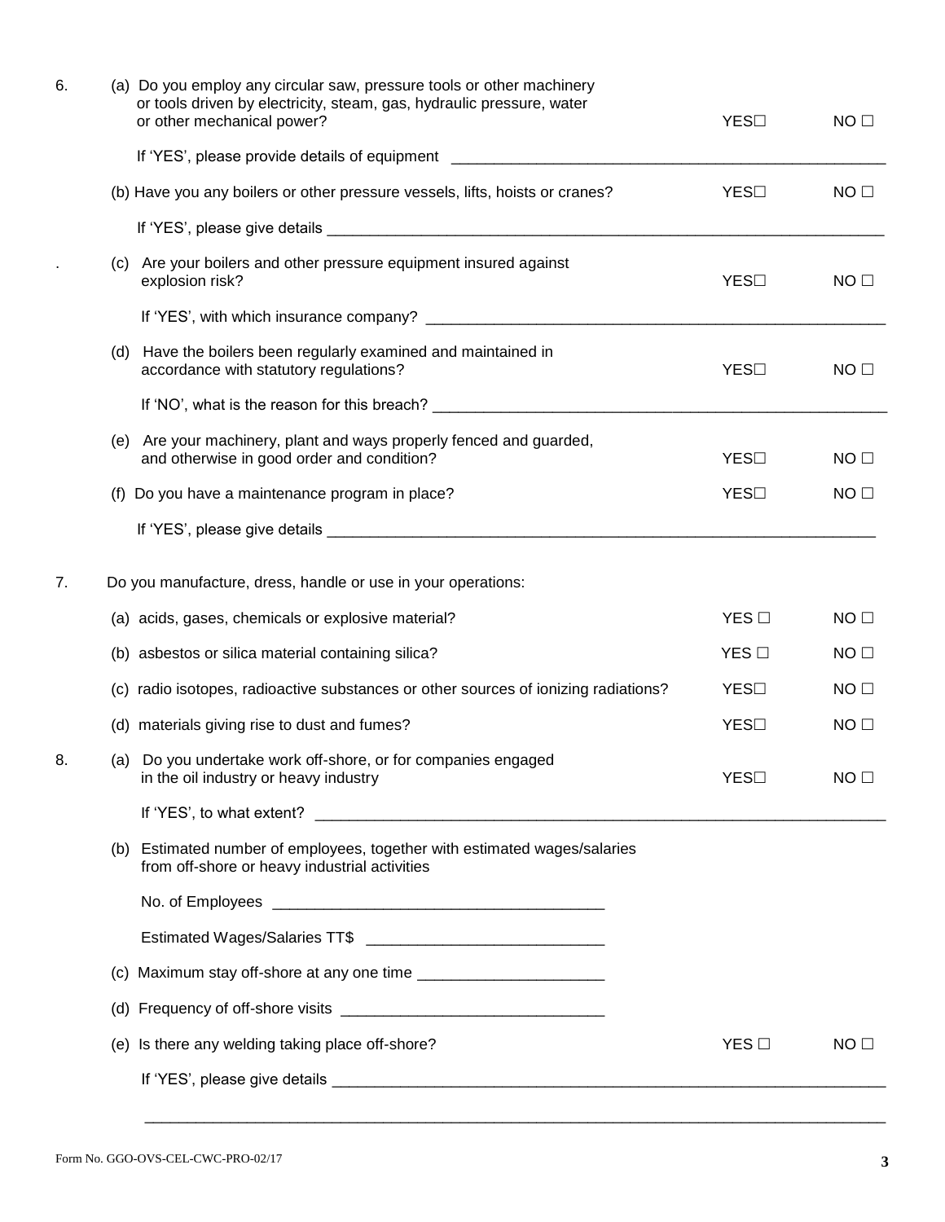6. (a) Do you employ any circular saw, pressure tools or other machinery or tools driven by electricity, steam, gas, hydraulic pressure, water or other mechanical power? YES☐ NO ☐

   If 'YES', please provide details of equipment ______________________________

   (b) Have you any boilers or other pressure vessels, lifts, hoists or cranes? YES☐ NO ☐

   If 'YES', please give details ______________________________

   (c) Are your boilers and other pressure equipment insured against explosion risk? YES☐ NO ☐

   If 'YES', with which insurance company? ______________________________

   (d) Have the boilers been regularly examined and maintained in accordance with statutory regulations? YES☐ NO ☐

   If 'NO', what is the reason for this breach? ______________________________

   (e) Are your machinery, plant and ways properly fenced and guarded, and otherwise in good order and condition? YES☐ NO ☐

   (f) Do you have a maintenance program in place? YES☐ NO ☐

   If 'YES', please give details ______________________________

7. Do you manufacture, dress, handle or use in your operations:

   (a) acids, gases, chemicals or explosive material? YES ☐ NO ☐

   (b) asbestos or silica material containing silica? YES ☐ NO ☐

   (c) radio isotopes, radioactive substances or other sources of ionizing radiations? YES☐ NO ☐

   (d) materials giving rise to dust and fumes? YES☐ NO ☐

8. (a) Do you undertake work off-shore, or for companies engaged in the oil industry or heavy industry YES☐ NO ☐

   If 'YES', to what extent? ______________________________

   (b) Estimated number of employees, together with estimated wages/salaries from off-shore or heavy industrial activities

   No. of Employees ______________________________

   Estimated Wages/Salaries TT$ ______________________________

   (c) Maximum stay off-shore at any one time ______________________________

   (d) Frequency of off-shore visits ______________________________

   (e) Is there any welding taking place off-shore? YES ☐ NO ☐

   If 'YES', please give details ______________________________

   ______________________________

Form No. GGO-OVS-CEL-CWC-PRO-02/17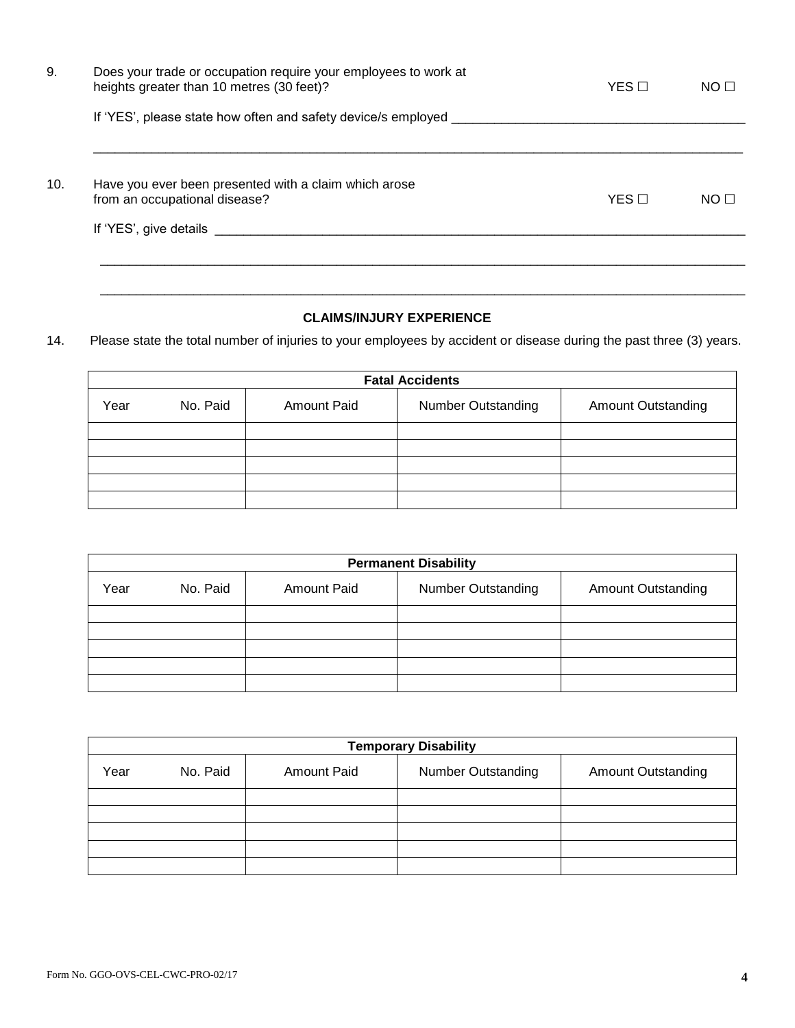9. Does your trade or occupation require your employees to work at heights greater than 10 metres (30 feet)? YES ☐ NO ☐

   If 'YES', please state how often and safety device/s employed ________________________________________

   ____________________________________________________________________________________________

10. Have you ever been presented with a claim which arose from an occupational disease? YES ☐ NO ☐

    If 'YES', give details ____________________________________________________________________________

    ____________________________________________________________________________________________

    ____________________________________________________________________________________________

## CLAIMS/INJURY EXPERIENCE

14. Please state the total number of injuries to your employees by accident or disease during the past three (3) years.

| Fatal Accidents | | | | | |
|---|---|---|---|---|---|
| Year | No. Paid | Amount Paid | Number Outstanding | Amount Outstanding |
| | | | | |
| | | | | |
| | | | | |
| | | | | |
| | | | | |

| Permanent Disability | | | | |
|---|---|---|---|---|
| Year | No. Paid | Amount Paid | Number Outstanding | Amount Outstanding |
| | | | | |
| | | | | |
| | | | | |
| | | | | |
| | | | | |

| Temporary Disability | | | | |
|---|---|---|---|---|
| Year | No. Paid | Amount Paid | Number Outstanding | Amount Outstanding |
| | | | | |
| | | | | |
| | | | | |
| | | | | |
| | | | | |

Form No. GGO-OVS-CEL-CWC-PRO-02/17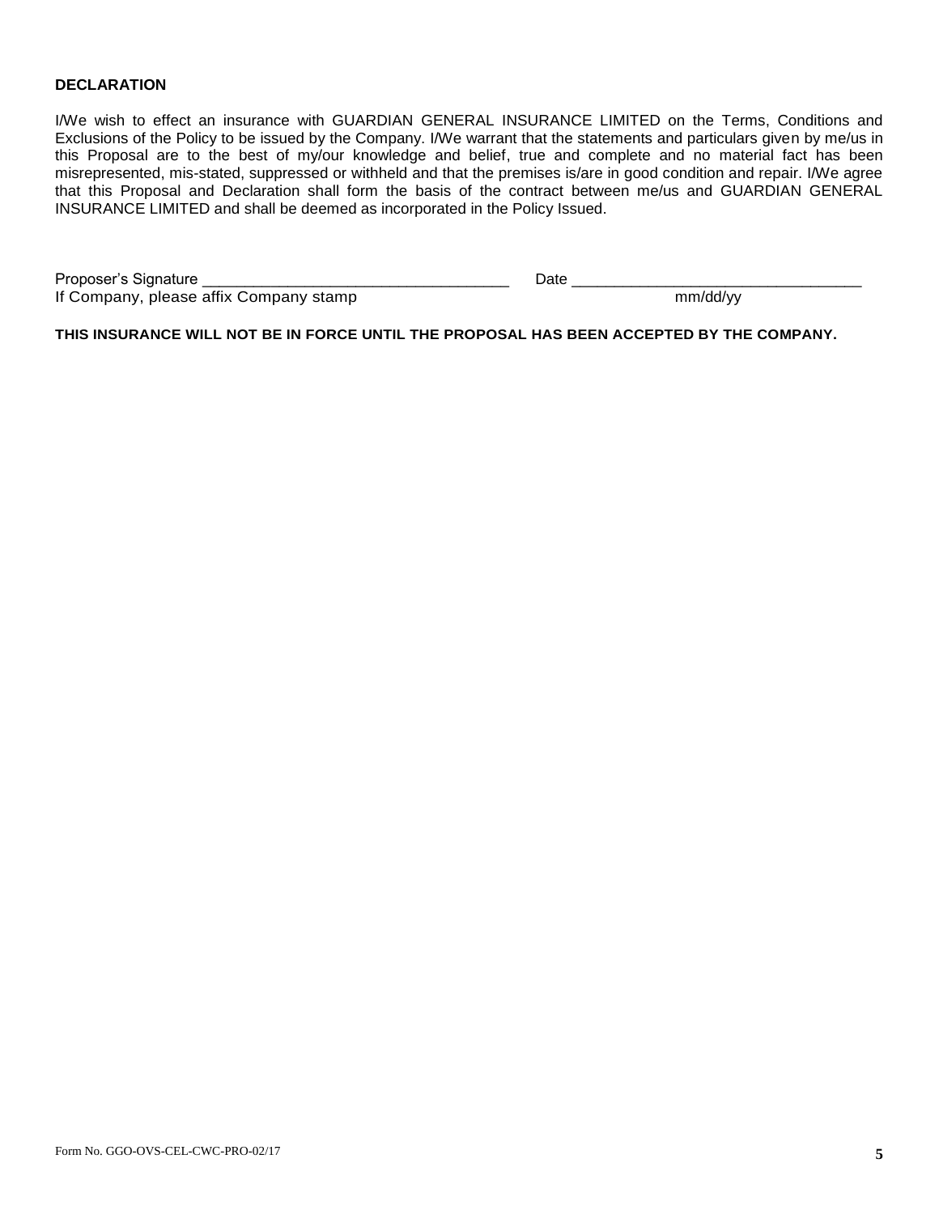**DECLARATION**

I/We wish to effect an insurance with GUARDIAN GENERAL INSURANCE LIMITED on the Terms, Conditions and Exclusions of the Policy to be issued by the Company. I/We warrant that the statements and particulars given by me/us in this Proposal are to the best of my/our knowledge and belief, true and complete and no material fact has been misrepresented, mis-stated, suppressed or withheld and that the premises is/are in good condition and repair. I/We agree that this Proposal and Declaration shall form the basis of the contract between me/us and GUARDIAN GENERAL INSURANCE LIMITED and shall be deemed as incorporated in the Policy Issued.

Proposer's Signature ___________________________________ Date ________________________________
If Company, please affix Company stamp mm/dd/yy

**THIS INSURANCE WILL NOT BE IN FORCE UNTIL THE PROPOSAL HAS BEEN ACCEPTED BY THE COMPANY.**

Form No. GGO-OVS-CEL-CWC-PRO-02/17